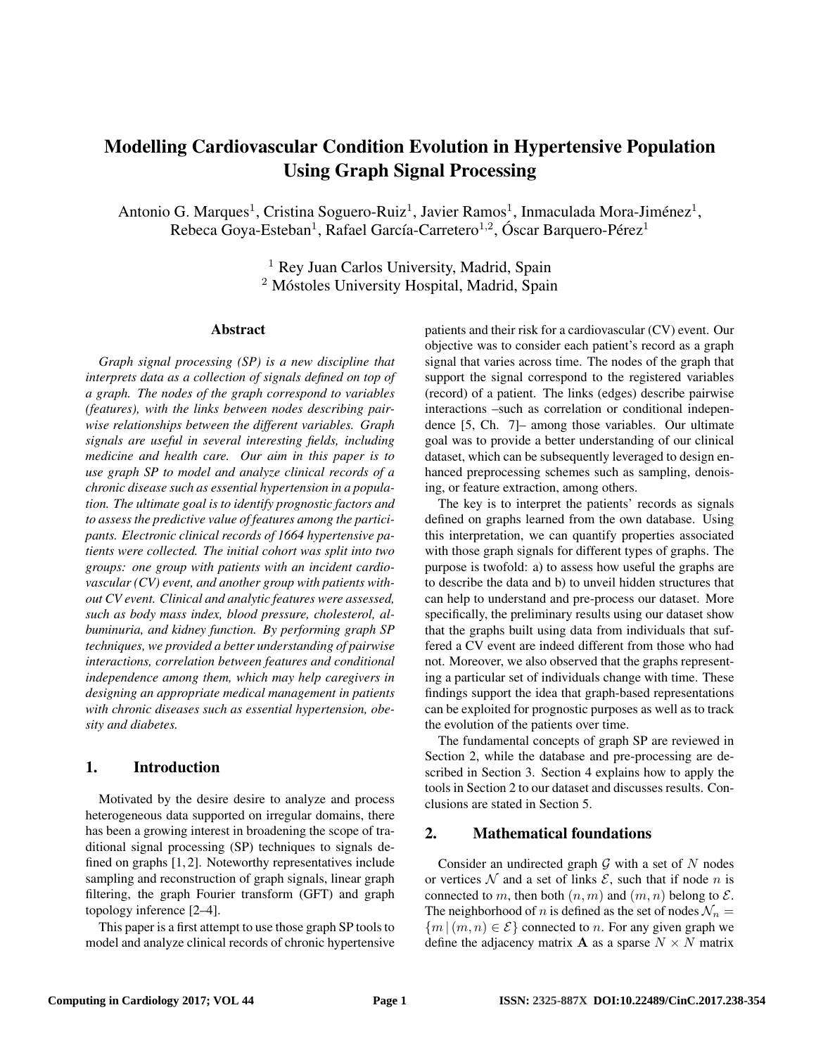# Modelling Cardiovascular Condition Evolution in Hypertensive Population Using Graph Signal Processing

Antonio G. Marques[1], Cristina Soguero-Ruiz[1], Javier Ramos[1], Inmaculada Mora-Jiménez[1], Rebeca Goya-Esteban[1], Rafael García-Carretero[1,2], Óscar Barquero-Pérez[1]

[1] Rey Juan Carlos University, Madrid, Spain
[2] Móstoles University Hospital, Madrid, Spain

## Abstract

*Graph signal processing (SP) is a new discipline that interprets data as a collection of signals defined on top of a graph. The nodes of the graph correspond to variables (features), with the links between nodes describing pairwise relationships between the different variables. Graph signals are useful in several interesting fields, including medicine and health care. Our aim in this paper is to use graph SP to model and analyze clinical records of a chronic disease such as essential hypertension in a population. The ultimate goal is to identify prognostic factors and to assess the predictive value of features among the participants. Electronic clinical records of 1664 hypertensive patients were collected. The initial cohort was split into two groups: one group with patients with an incident cardiovascular (CV) event, and another group with patients without CV event. Clinical and analytic features were assessed, such as body mass index, blood pressure, cholesterol, albuminuria, and kidney function. By performing graph SP techniques, we provided a better understanding of pairwise interactions, correlation between features and conditional independence among them, which may help caregivers in designing an appropriate medical management in patients with chronic diseases such as essential hypertension, obesity and diabetes.*

## 1. Introduction

Motivated by the desire desire to analyze and process heterogeneous data supported on irregular domains, there has been a growing interest in broadening the scope of traditional signal processing (SP) techniques to signals defined on graphs [1, 2]. Noteworthy representatives include sampling and reconstruction of graph signals, linear graph filtering, the graph Fourier transform (GFT) and graph topology inference [2–4].

This paper is a first attempt to use those graph SP tools to model and analyze clinical records of chronic hypertensive patients and their risk for a cardiovascular (CV) event. Our objective was to consider each patient's record as a graph signal that varies across time. The nodes of the graph that support the signal correspond to the registered variables (record) of a patient. The links (edges) describe pairwise interactions –such as correlation or conditional independence [5, Ch. 7]– among those variables. Our ultimate goal was to provide a better understanding of our clinical dataset, which can be subsequently leveraged to design enhanced preprocessing schemes such as sampling, denoising, or feature extraction, among others.

The key is to interpret the patients' records as signals defined on graphs learned from the own database. Using this interpretation, we can quantify properties associated with those graph signals for different types of graphs. The purpose is twofold: a) to assess how useful the graphs are to describe the data and b) to unveil hidden structures that can help to understand and pre-process our dataset. More specifically, the preliminary results using our dataset show that the graphs built using data from individuals that suffered a CV event are indeed different from those who had not. Moreover, we also observed that the graphs representing a particular set of individuals change with time. These findings support the idea that graph-based representations can be exploited for prognostic purposes as well as to track the evolution of the patients over time.

The fundamental concepts of graph SP are reviewed in Section 2, while the database and pre-processing are described in Section 3. Section 4 explains how to apply the tools in Section 2 to our dataset and discusses results. Conclusions are stated in Section 5.

## 2. Mathematical foundations

Consider an undirected graph $\mathcal{G}$ with a set of $N$ nodes or vertices $\mathcal{N}$ and a set of links $\mathcal{E}$, such that if node $n$ is connected to $m$, then both $(n, m)$ and $(m, n)$ belong to $\mathcal{E}$. The neighborhood of $n$ is defined as the set of nodes $\mathcal{N}_n = \{m \,|\, (m, n) \in \mathcal{E}\}$ connected to $n$. For any given graph we define the adjacency matrix $\mathbf{A}$ as a sparse $N \times N$ matrix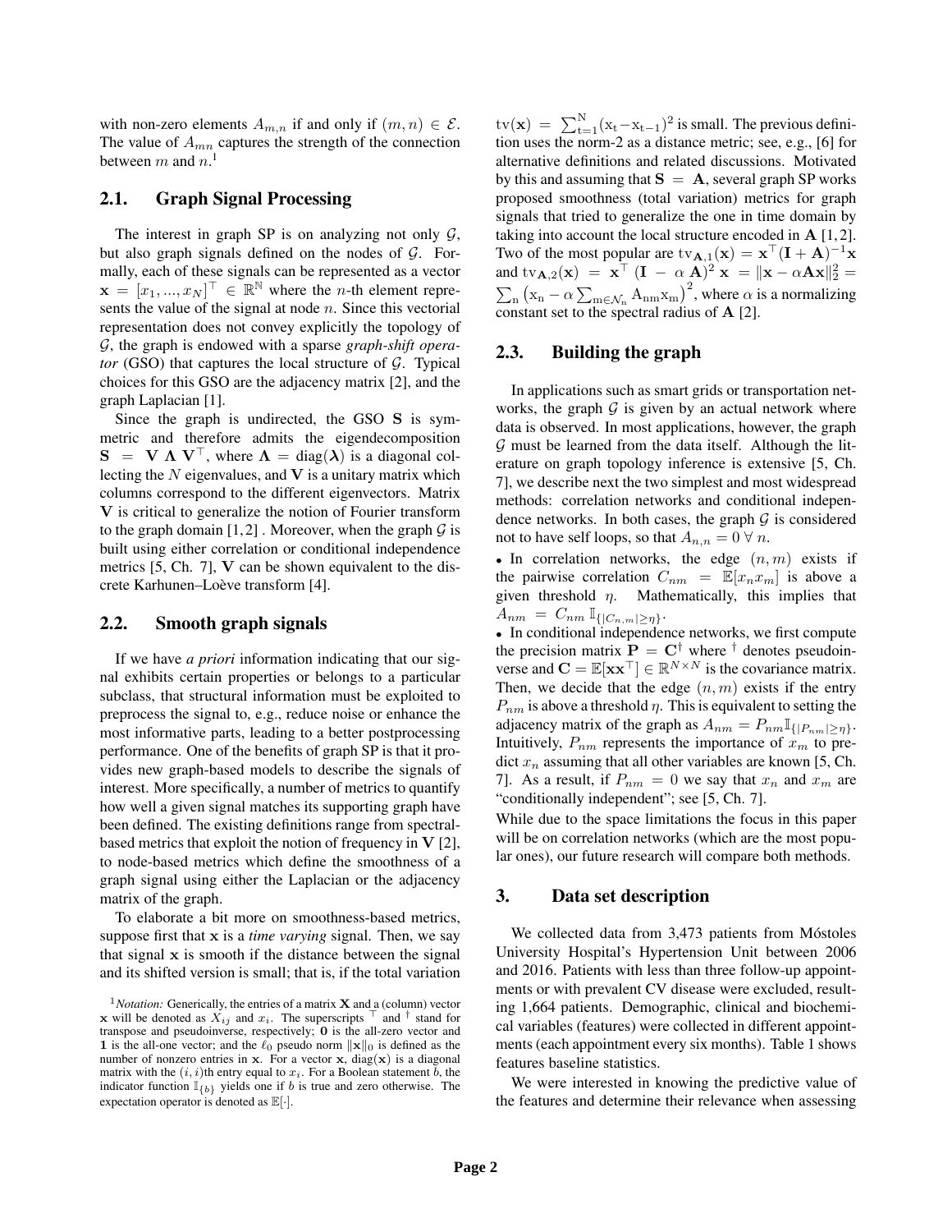with non-zero elements $A_{m,n}$ if and only if $(m,n) \in \mathcal{E}$. The value of $A_{mn}$ captures the strength of the connection between $m$ and $n$.[1]

## 2.1. Graph Signal Processing

The interest in graph SP is on analyzing not only $\mathcal{G}$, but also graph signals defined on the nodes of $\mathcal{G}$. Formally, each of these signals can be represented as a vector $\mathbf{x} = [x_1, ..., x_N]^\top \in \mathbb{R}^{\mathrm{N}}$ where the $n$-th element represents the value of the signal at node $n$. Since this vectorial representation does not convey explicitly the topology of $\mathcal{G}$, the graph is endowed with a sparse *graph-shift operator* (GSO) that captures the local structure of $\mathcal{G}$. Typical choices for this GSO are the adjacency matrix [2], and the graph Laplacian [1].

Since the graph is undirected, the GSO $\mathbf{S}$ is symmetric and therefore admits the eigendecomposition $\mathbf{S} = \mathbf{V}\,\boldsymbol{\Lambda}\,\mathbf{V}^\top$, where $\boldsymbol{\Lambda} = \mathrm{diag}(\boldsymbol{\lambda})$ is a diagonal collecting the $N$ eigenvalues, and $\mathbf{V}$ is a unitary matrix which columns correspond to the different eigenvectors. Matrix $\mathbf{V}$ is critical to generalize the notion of Fourier transform to the graph domain [1,2] . Moreover, when the graph $\mathcal{G}$ is built using either correlation or conditional independence metrics [5, Ch. 7], $\mathbf{V}$ can be shown equivalent to the discrete Karhunen–Loève transform [4].

## 2.2. Smooth graph signals

If we have *a priori* information indicating that our signal exhibits certain properties or belongs to a particular subclass, that structural information must be exploited to preprocess the signal to, e.g., reduce noise or enhance the most informative parts, leading to a better postprocessing performance. One of the benefits of graph SP is that it provides new graph-based models to describe the signals of interest. More specifically, a number of metrics to quantify how well a given signal matches its supporting graph have been defined. The existing definitions range from spectral-based metrics that exploit the notion of frequency in $\mathbf{V}$ [2], to node-based metrics which define the smoothness of a graph signal using either the Laplacian or the adjacency matrix of the graph.

To elaborate a bit more on smoothness-based metrics, suppose first that $\mathbf{x}$ is a *time varying* signal. Then, we say that signal $\mathbf{x}$ is smooth if the distance between the signal and its shifted version is small; that is, if the total variation $\mathrm{tv}(\mathbf{x}) = \sum_{\mathrm{t}=1}^{\mathrm{N}}(\mathrm{x_t}-\mathrm{x_{t-1}})^2$ is small. The previous definition uses the norm-2 as a distance metric; see, e.g., [6] for alternative definitions and related discussions. Motivated by this and assuming that $\mathbf{S} = \mathbf{A}$, several graph SP works proposed smoothness (total variation) metrics for graph signals that tried to generalize the one in time domain by taking into account the local structure encoded in $\mathbf{A}$ [1,2]. Two of the most popular are $\mathrm{tv}_{\mathbf{A},1}(\mathbf{x}) = \mathbf{x}^\top(\mathbf{I}+\mathbf{A})^{-1}\mathbf{x}$ and $\mathrm{tv}_{\mathbf{A},2}(\mathbf{x}) = \mathbf{x}^\top\,(\mathbf{I} - \alpha\,\mathbf{A})^2\,\mathbf{x} = \|\mathbf{x} - \alpha\mathbf{A}\mathbf{x}\|_2^2 = \sum_{\mathrm{n}}\left(\mathrm{x_n} - \alpha\sum_{\mathrm{m}\in\mathcal{N}_{\mathrm{n}}}\mathrm{A_{nm}x_m}\right)^2$, where $\alpha$ is a normalizing constant set to the spectral radius of $\mathbf{A}$ [2].

## 2.3. Building the graph

In applications such as smart grids or transportation networks, the graph $\mathcal{G}$ is given by an actual network where data is observed. In most applications, however, the graph $\mathcal{G}$ must be learned from the data itself. Although the literature on graph topology inference is extensive [5, Ch. 7], we describe next the two simplest and most widespread methods: correlation networks and conditional independence networks. In both cases, the graph $\mathcal{G}$ is considered not to have self loops, so that $A_{n,n} = 0 \;\forall\, n$.

- In correlation networks, the edge $(n,m)$ exists if the pairwise correlation $C_{nm} = \mathbb{E}[x_n x_m]$ is above a given threshold $\eta$. Mathematically, this implies that $A_{nm} = C_{nm}\,\mathbb{I}_{\{|C_{n,m}| \geq \eta\}}$.
- In conditional independence networks, we first compute the precision matrix $\mathbf{P} = \mathbf{C}^\dagger$ where $^\dagger$ denotes pseudoinverse and $\mathbf{C} = \mathbb{E}[\mathbf{x}\mathbf{x}^\top] \in \mathbb{R}^{N\times N}$ is the covariance matrix. Then, we decide that the edge $(n,m)$ exists if the entry $P_{nm}$ is above a threshold $\eta$. This is equivalent to setting the adjacency matrix of the graph as $A_{nm} = P_{nm}\mathbb{I}_{\{|P_{nm}| \geq \eta\}}$. Intuitively, $P_{nm}$ represents the importance of $x_m$ to predict $x_n$ assuming that all other variables are known [5, Ch. 7]. As a result, if $P_{nm} = 0$ we say that $x_n$ and $x_m$ are "conditionally independent"; see [5, Ch. 7].

While due to the space limitations the focus in this paper will be on correlation networks (which are the most popular ones), our future research will compare both methods.

# 3. Data set description

We collected data from 3,473 patients from Móstoles University Hospital's Hypertension Unit between 2006 and 2016. Patients with less than three follow-up appointments or with prevalent CV disease were excluded, resulting 1,664 patients. Demographic, clinical and biochemical variables (features) were collected in different appointments (each appointment every six months). Table 1 shows features baseline statistics.

We were interested in knowing the predictive value of the features and determine their relevance when assessing

[1] *Notation:* Generically, the entries of a matrix $\mathbf{X}$ and a (column) vector $\mathbf{x}$ will be denoted as $X_{ij}$ and $x_i$. The superscripts $^\top$ and $^\dagger$ stand for transpose and pseudoinverse, respectively; $\mathbf{0}$ is the all-zero vector and $\mathbf{1}$ is the all-one vector; and the $\ell_0$ pseudo norm $\|\mathbf{x}\|_0$ is defined as the number of nonzero entries in $\mathbf{x}$. For a vector $\mathbf{x}$, $\mathrm{diag}(\mathbf{x})$ is a diagonal matrix with the $(i,i)$th entry equal to $x_i$. For a Boolean statement $b$, the indicator function $\mathbb{I}_{\{b\}}$ yields one if $b$ is true and zero otherwise. The expectation operator is denoted as $\mathbb{E}[\cdot]$.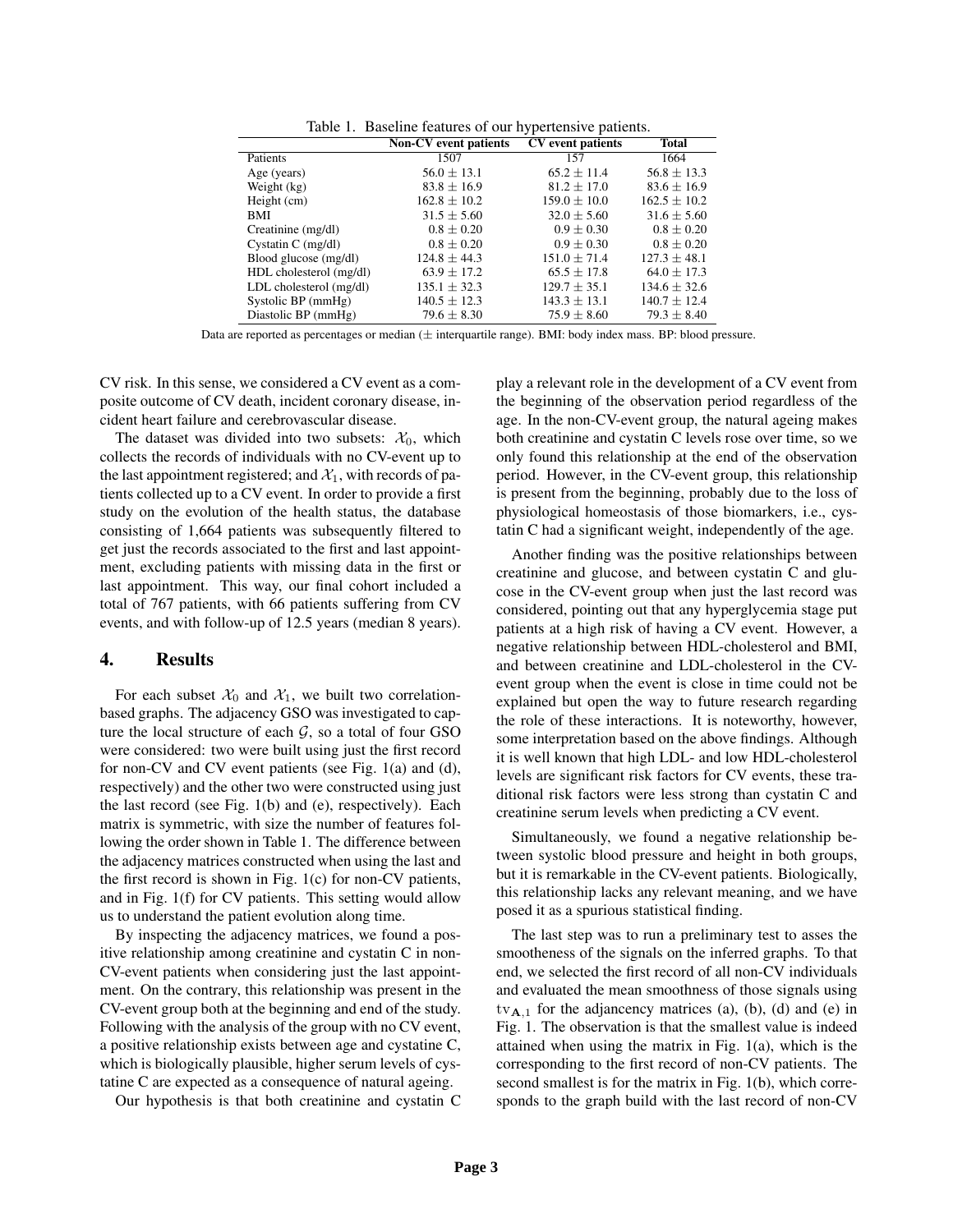Table 1. Baseline features of our hypertensive patients.

| | Non-CV event patients | CV event patients | Total |
|---|---|---|---|
| Patients | 1507 | 157 | 1664 |
| Age (years) | $56.0 \pm 13.1$ | $65.2 \pm 11.4$ | $56.8 \pm 13.3$ |
| Weight (kg) | $83.8 \pm 16.9$ | $81.2 \pm 17.0$ | $83.6 \pm 16.9$ |
| Height (cm) | $162.8 \pm 10.2$ | $159.0 \pm 10.0$ | $162.5 \pm 10.2$ |
| BMI | $31.5 \pm 5.60$ | $32.0 \pm 5.60$ | $31.6 \pm 5.60$ |
| Creatinine (mg/dl) | $0.8 \pm 0.20$ | $0.9 \pm 0.30$ | $0.8 \pm 0.20$ |
| Cystatin C (mg/dl) | $0.8 \pm 0.20$ | $0.9 \pm 0.30$ | $0.8 \pm 0.20$ |
| Blood glucose (mg/dl) | $124.8 \pm 44.3$ | $151.0 \pm 71.4$ | $127.3 \pm 48.1$ |
| HDL cholesterol (mg/dl) | $63.9 \pm 17.2$ | $65.5 \pm 17.8$ | $64.0 \pm 17.3$ |
| LDL cholesterol (mg/dl) | $135.1 \pm 32.3$ | $129.7 \pm 35.1$ | $134.6 \pm 32.6$ |
| Systolic BP (mmHg) | $140.5 \pm 12.3$ | $143.3 \pm 13.1$ | $140.7 \pm 12.4$ |
| Diastolic BP (mmHg) | $79.6 \pm 8.30$ | $75.9 \pm 8.60$ | $79.3 \pm 8.40$ |

Data are reported as percentages or median ($\pm$ interquartile range). BMI: body index mass. BP: blood pressure.

CV risk. In this sense, we considered a CV event as a composite outcome of CV death, incident coronary disease, incident heart failure and cerebrovascular disease.

The dataset was divided into two subsets: $\mathcal{X}_0$, which collects the records of individuals with no CV-event up to the last appointment registered; and $\mathcal{X}_1$, with records of patients collected up to a CV event. In order to provide a first study on the evolution of the health status, the database consisting of 1,664 patients was subsequently filtered to get just the records associated to the first and last appointment, excluding patients with missing data in the first or last appointment. This way, our final cohort included a total of 767 patients, with 66 patients suffering from CV events, and with follow-up of 12.5 years (median 8 years).

## 4. Results

For each subset $\mathcal{X}_0$ and $\mathcal{X}_1$, we built two correlation-based graphs. The adjacency GSO was investigated to capture the local structure of each $\mathcal{G}$, so a total of four GSO were considered: two were built using just the first record for non-CV and CV event patients (see Fig. 1(a) and (d), respectively) and the other two were constructed using just the last record (see Fig. 1(b) and (e), respectively). Each matrix is symmetric, with size the number of features following the order shown in Table 1. The difference between the adjacency matrices constructed when using the last and the first record is shown in Fig. 1(c) for non-CV patients, and in Fig. 1(f) for CV patients. This setting would allow us to understand the patient evolution along time.

By inspecting the adjacency matrices, we found a positive relationship among creatinine and cystatin C in non-CV-event patients when considering just the last appointment. On the contrary, this relationship was present in the CV-event group both at the beginning and end of the study. Following with the analysis of the group with no CV event, a positive relationship exists between age and cystatine C, which is biologically plausible, higher serum levels of cystatine C are expected as a consequence of natural ageing.

Our hypothesis is that both creatinine and cystatin C play a relevant role in the development of a CV event from the beginning of the observation period regardless of the age. In the non-CV-event group, the natural ageing makes both creatinine and cystatin C levels rose over time, so we only found this relationship at the end of the observation period. However, in the CV-event group, this relationship is present from the beginning, probably due to the loss of physiological homeostasis of those biomarkers, i.e., cystatin C had a significant weight, independently of the age.

Another finding was the positive relationships between creatinine and glucose, and between cystatin C and glucose in the CV-event group when just the last record was considered, pointing out that any hyperglycemia stage put patients at a high risk of having a CV event. However, a negative relationship between HDL-cholesterol and BMI, and between creatinine and LDL-cholesterol in the CV-event group when the event is close in time could not be explained but open the way to future research regarding the role of these interactions. It is noteworthy, however, some interpretation based on the above findings. Although it is well known that high LDL- and low HDL-cholesterol levels are significant risk factors for CV events, these traditional risk factors were less strong than cystatin C and creatinine serum levels when predicting a CV event.

Simultaneously, we found a negative relationship between systolic blood pressure and height in both groups, but it is remarkable in the CV-event patients. Biologically, this relationship lacks any relevant meaning, and we have posed it as a spurious statistical finding.

The last step was to run a preliminary test to asses the smoothness of the signals on the inferred graphs. To that end, we selected the first record of all non-CV individuals and evaluated the mean smoothness of those signals using $\mathrm{tv}_{\mathbf{A},1}$ for the adjacency matrices (a), (b), (d) and (e) in Fig. 1. The observation is that the smallest value is indeed attained when using the matrix in Fig. 1(a), which is the corresponding to the first record of non-CV patients. The second smallest is for the matrix in Fig. 1(b), which corresponds to the graph build with the last record of non-CV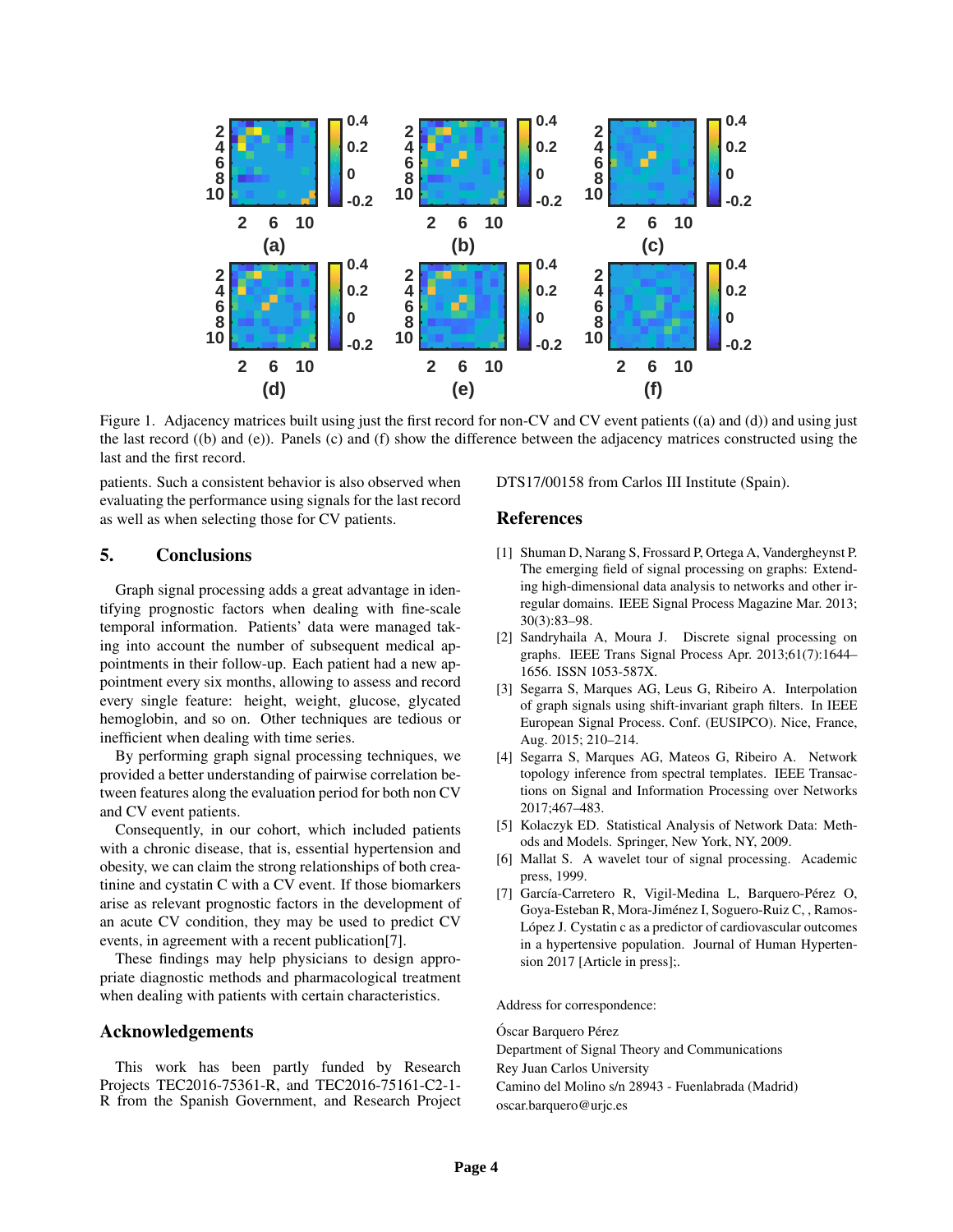2 4 6 8 10
2 6 10
0.4 0.2 0 -0.2
(a)

2 4 6 8 10
2 6 10
0.4 0.2 0 -0.2
(b)

2 4 6 8 10
2 6 10
0.4 0.2 0 -0.2
(c)

2 4 6 8 10
2 6 10
0.4 0.2 0 -0.2
(d)

2 4 6 8 10
2 6 10
0.4 0.2 0 -0.2
(e)

2 4 6 8 10
2 6 10
0.4 0.2 0 -0.2
(f)

Figure 1. Adjacency matrices built using just the first record for non-CV and CV event patients ((a) and (d)) and using just the last record ((b) and (e)). Panels (c) and (f) show the difference between the adjacency matrices constructed using the last and the first record.

patients. Such a consistent behavior is also observed when evaluating the performance using signals for the last record as well as when selecting those for CV patients.

## 5. Conclusions

Graph signal processing adds a great advantage in identifying prognostic factors when dealing with fine-scale temporal information. Patients' data were managed taking into account the number of subsequent medical appointments in their follow-up. Each patient had a new appointment every six months, allowing to assess and record every single feature: height, weight, glucose, glycated hemoglobin, and so on. Other techniques are tedious or inefficient when dealing with time series.

By performing graph signal processing techniques, we provided a better understanding of pairwise correlation between features along the evaluation period for both non CV and CV event patients.

Consequently, in our cohort, which included patients with a chronic disease, that is, essential hypertension and obesity, we can claim the strong relationships of both creatinine and cystatin C with a CV event. If those biomarkers arise as relevant prognostic factors in the development of an acute CV condition, they may be used to predict CV events, in agreement with a recent publication[7].

These findings may help physicians to design appropriate diagnostic methods and pharmacological treatment when dealing with patients with certain characteristics.

## Acknowledgements

This work has been partly funded by Research Projects TEC2016-75361-R, and TEC2016-75161-C2-1-R from the Spanish Government, and Research Project DTS17/00158 from Carlos III Institute (Spain).

## References

[1] Shuman D, Narang S, Frossard P, Ortega A, Vandergheynst P. The emerging field of signal processing on graphs: Extending high-dimensional data analysis to networks and other irregular domains. IEEE Signal Process Magazine Mar. 2013; 30(3):83–98.

[2] Sandryhaila A, Moura J. Discrete signal processing on graphs. IEEE Trans Signal Process Apr. 2013;61(7):1644–1656. ISSN 1053-587X.

[3] Segarra S, Marques AG, Leus G, Ribeiro A. Interpolation of graph signals using shift-invariant graph filters. In IEEE European Signal Process. Conf. (EUSIPCO). Nice, France, Aug. 2015; 210–214.

[4] Segarra S, Marques AG, Mateos G, Ribeiro A. Network topology inference from spectral templates. IEEE Transactions on Signal and Information Processing over Networks 2017;467–483.

[5] Kolaczyk ED. Statistical Analysis of Network Data: Methods and Models. Springer, New York, NY, 2009.

[6] Mallat S. A wavelet tour of signal processing. Academic press, 1999.

[7] García-Carretero R, Vigil-Medina L, Barquero-Pérez O, Goya-Esteban R, Mora-Jiménez I, Soguero-Ruiz C, , Ramos-López J. Cystatin c as a predictor of cardiovascular outcomes in a hypertensive population. Journal of Human Hypertension 2017 [Article in press];.

Address for correspondence:

Óscar Barquero Pérez
Department of Signal Theory and Communications
Rey Juan Carlos University
Camino del Molino s/n 28943 - Fuenlabrada (Madrid)
oscar.barquero@urjc.es